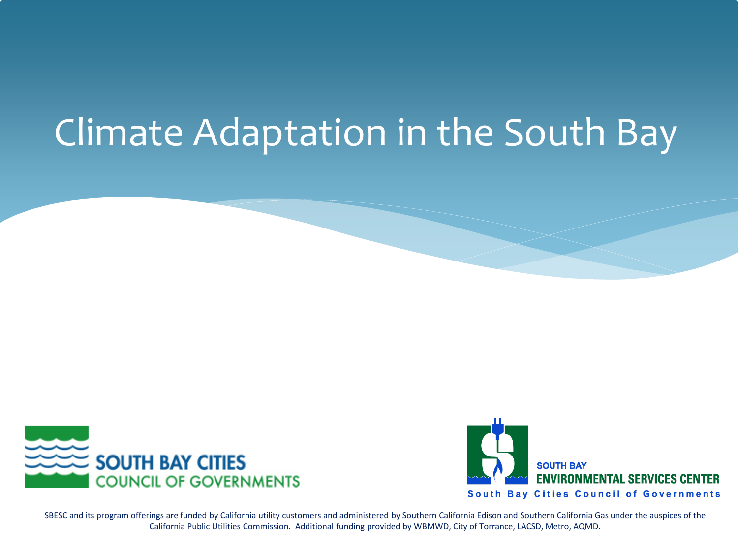# Climate Adaptation in the South Bay

SOUTH BAY CITIES COUNCIL OF GOVERNMENTS

SOUTH BAY ENVIRONMENTAL SERVICES CENTER

South Bay Cities Council of Governments

SBESC and its program offerings are funded by California utility customers and administered by Southern California Edison and Southern California Gas under the auspices of the California Public Utilities Commission. Additional funding provided by WBMWD, City of Torrance, LACSD, Metro, AQMD.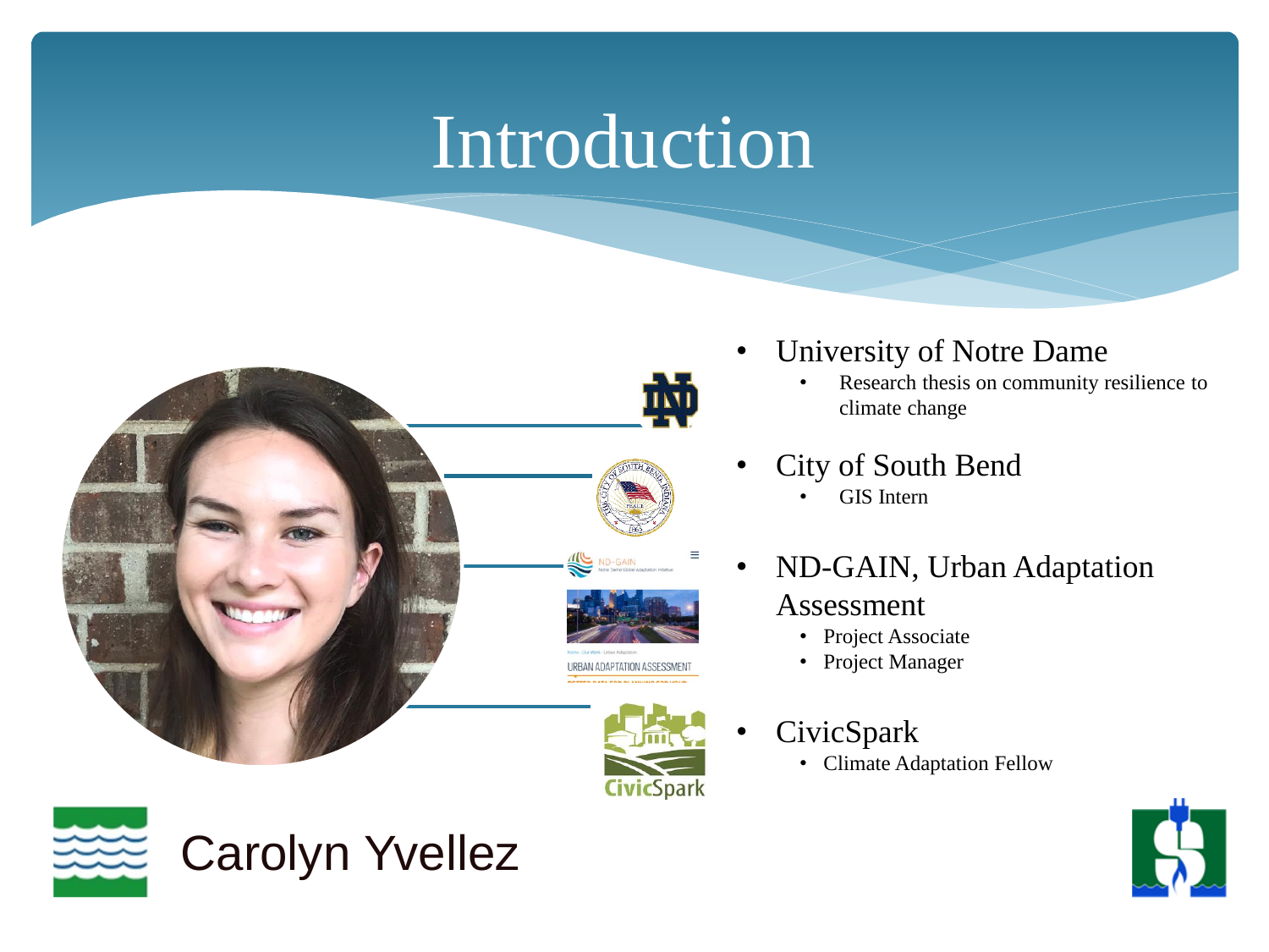# Introduction

- University of Notre Dame
  - Research thesis on community resilience to climate change
- City of South Bend
  - GIS Intern
- ND-GAIN, Urban Adaptation Assessment
  - Project Associate
  - Project Manager
- CivicSpark
  - Climate Adaptation Fellow

Carolyn Yvellez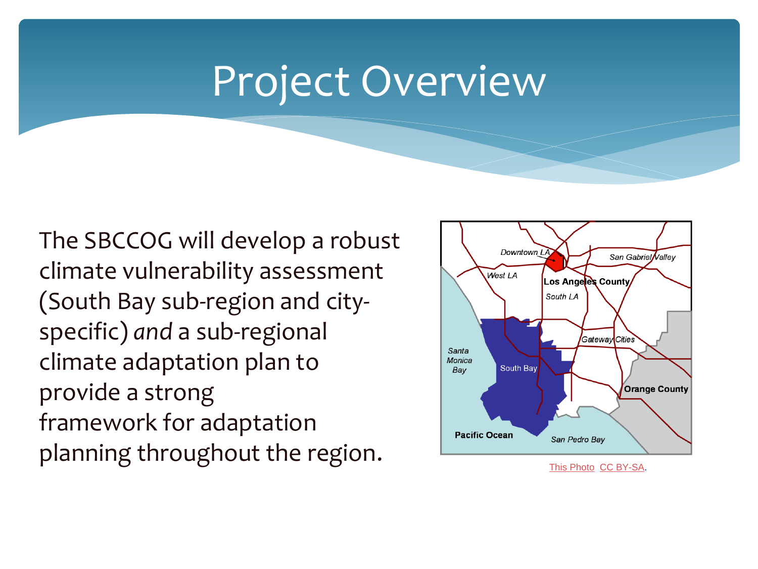# Project Overview

The SBCCOG will develop a robust climate vulnerability assessment (South Bay sub-region and city-specific) *and* a sub-regional climate adaptation plan to provide a strong framework for adaptation planning throughout the region.

This Photo CC BY-SA.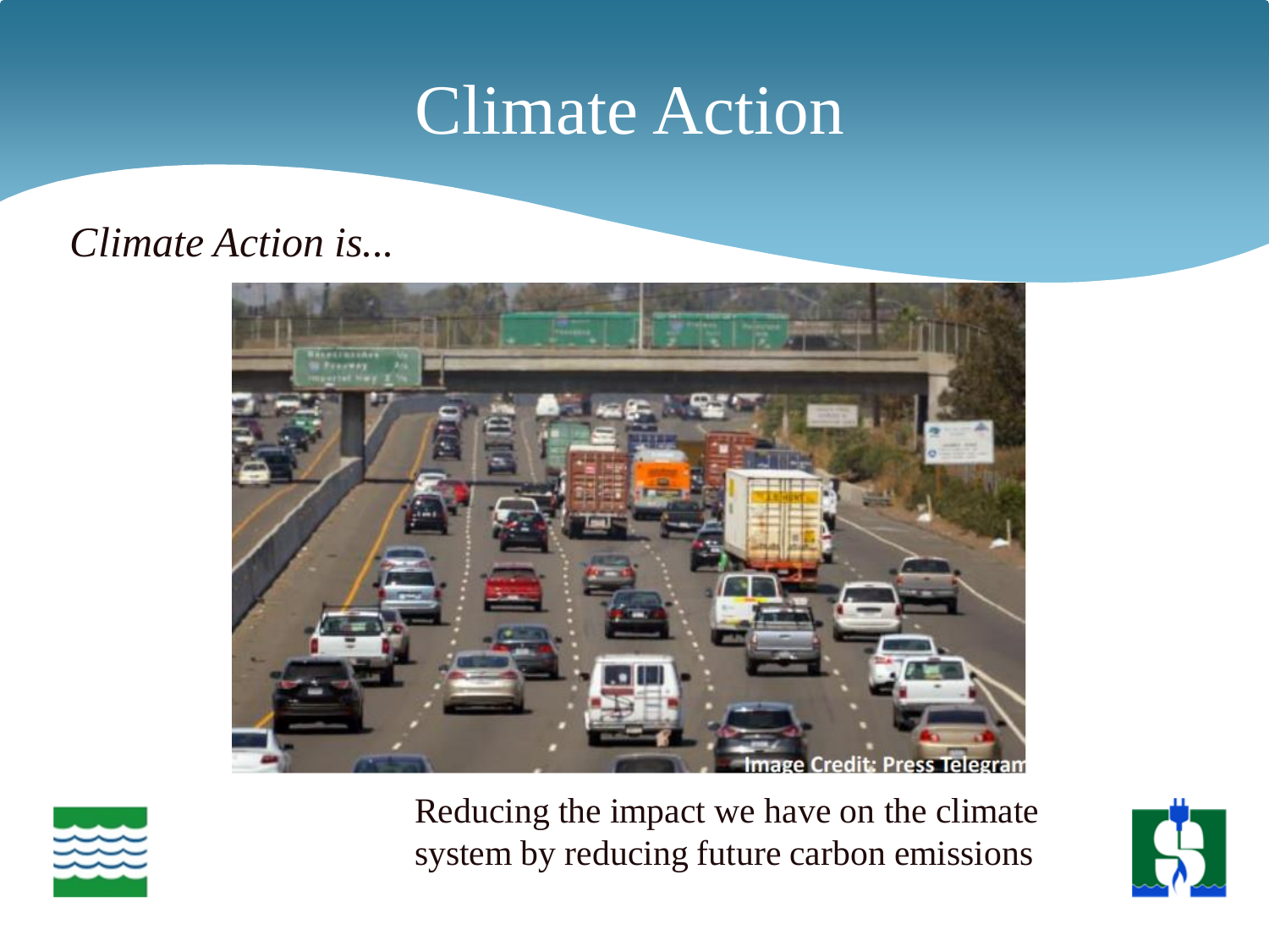# Climate Action

*Climate Action is...*

Image Credit: Press Telegram

Reducing the impact we have on the climate system by reducing future carbon emissions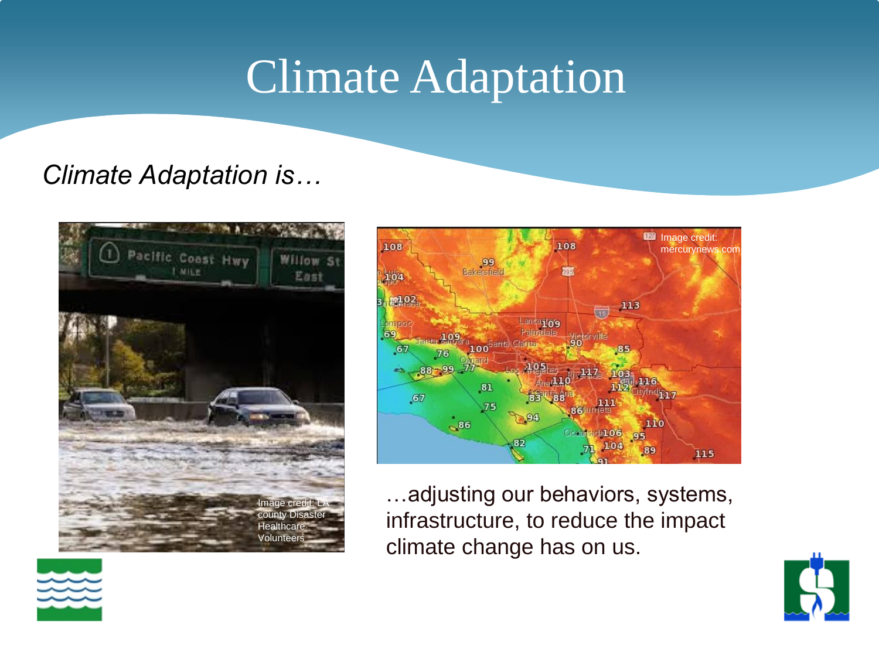# Climate Adaptation

*Climate Adaptation is…*

Image credit: LA county Disaster Healthcare Volunteers

Image credit: mercurynews.com

…adjusting our behaviors, systems, infrastructure, to reduce the impact climate change has on us.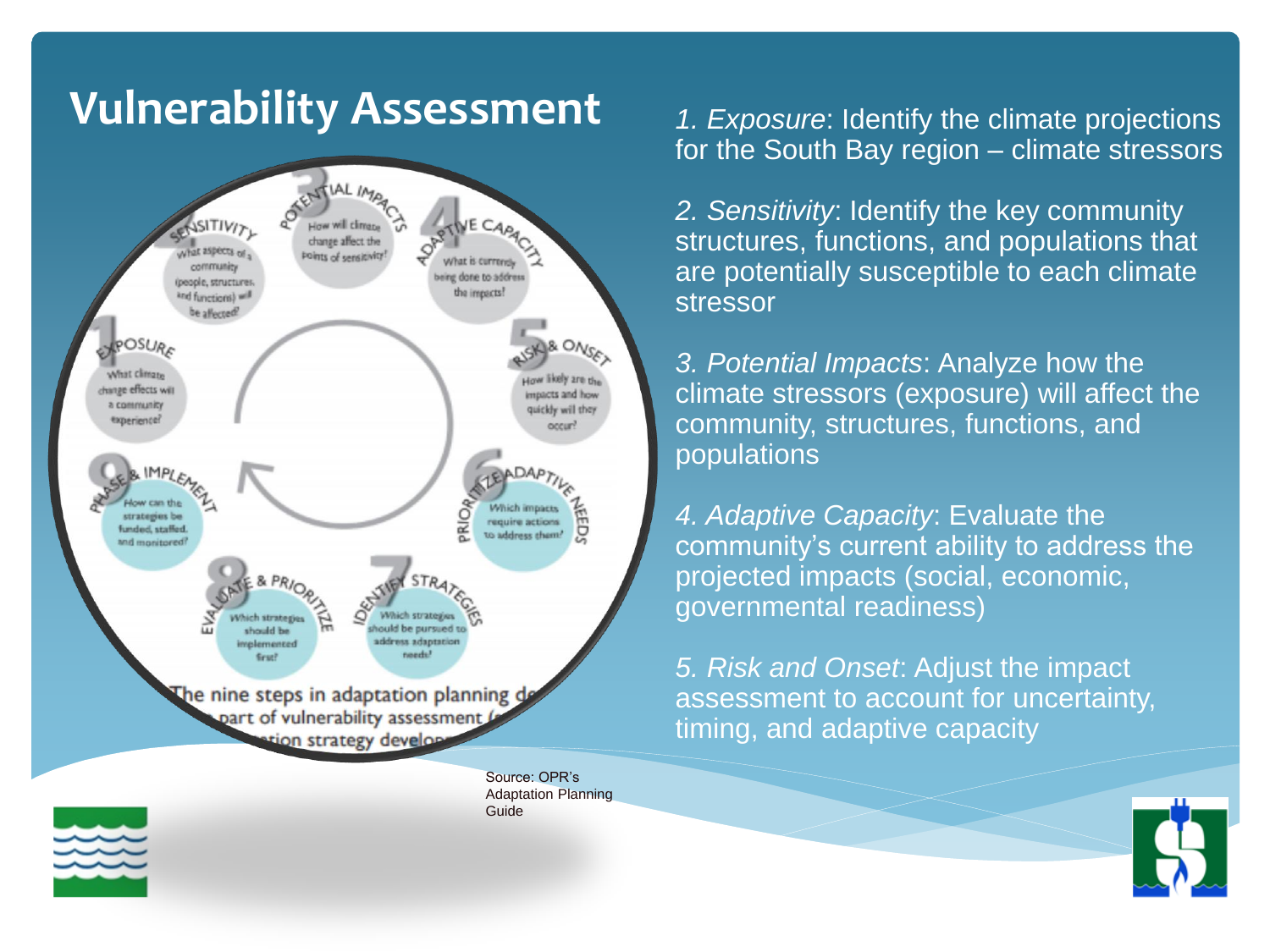# Vulnerability Assessment

1. *Exposure*: Identify the climate projections for the South Bay region – climate stressors

2. *Sensitivity*: Identify the key community structures, functions, and populations that are potentially susceptible to each climate stressor

3. *Potential Impacts*: Analyze how the climate stressors (exposure) will affect the community, structures, functions, and populations

4. *Adaptive Capacity*: Evaluate the community's current ability to address the projected impacts (social, economic, governmental readiness)

5. *Risk and Onset*: Adjust the impact assessment to account for uncertainty, timing, and adaptive capacity

Source: OPR's Adaptation Planning Guide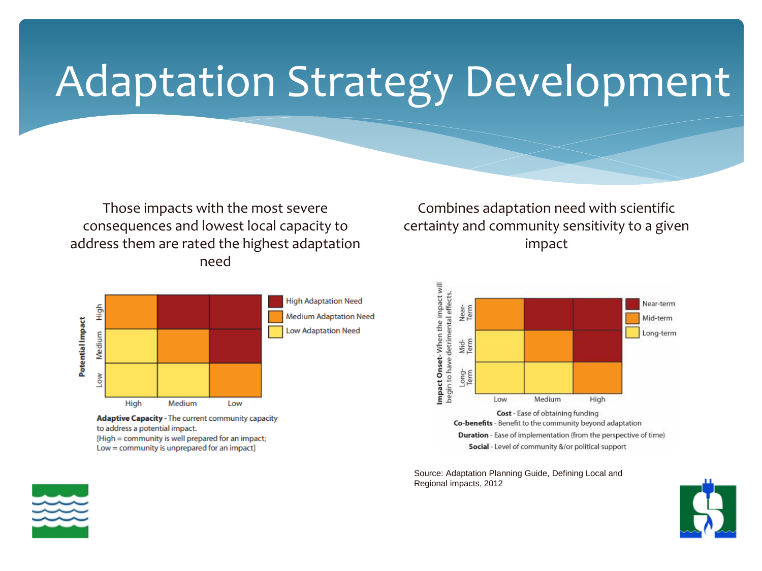# Adaptation Strategy Development

Those impacts with the most severe consequences and lowest local capacity to address them are rated the highest adaptation need

| Potential Impact | High (Adaptive Capacity) | Medium (Adaptive Capacity) | Low (Adaptive Capacity) |
|---|---|---|---|
| High | Medium Adaptation Need | High Adaptation Need | High Adaptation Need |
| Medium | Low Adaptation Need | Medium Adaptation Need | High Adaptation Need |
| Low | Low Adaptation Need | Low Adaptation Need | Medium Adaptation Need |

**Adaptive Capacity** - The current community capacity to address a potential impact.
[High = community is well prepared for an impact;
Low = community is unprepared for an impact]

Combines adaptation need with scientific certainty and community sensitivity to a given impact

| Impact Onset - When the impact will begin to have detrimental effects. | Low | Medium | High |
|---|---|---|---|
| Near-Term | Mid-term | Near-term | Near-term |
| Mid-Term | Long-term | Mid-term | Near-term |
| Long-Term | Long-term | Long-term | Mid-term |

**Cost** - Ease of obtaining funding
**Co-benefits** - Benefit to the community beyond adaptation
**Duration** - Ease of implementation (from the perspective of time)
**Social** - Level of community &/or political support

Source: Adaptation Planning Guide, Defining Local and Regional impacts, 2012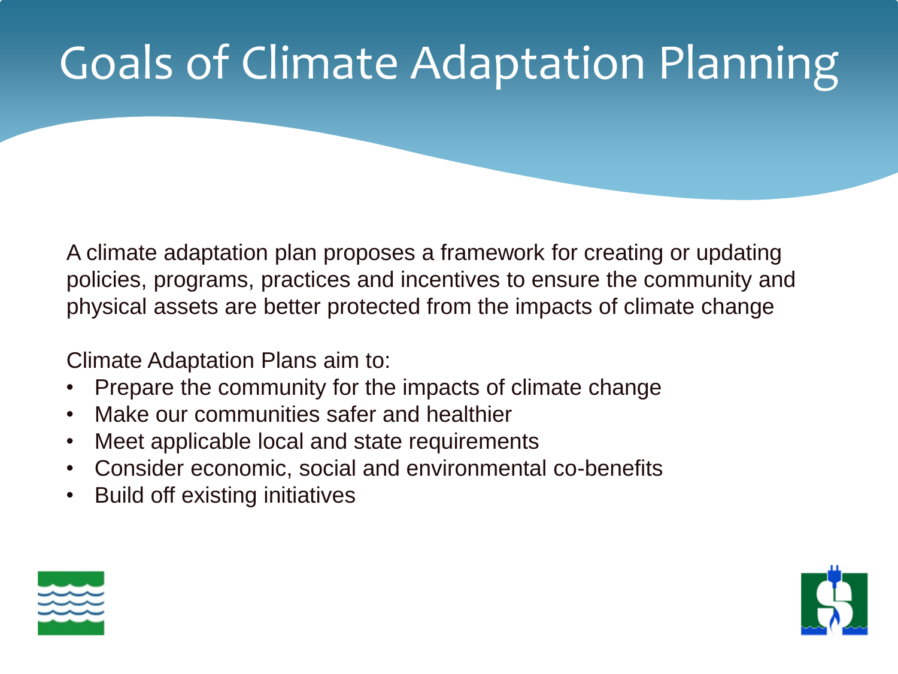# Goals of Climate Adaptation Planning

A climate adaptation plan proposes a framework for creating or updating policies, programs, practices and incentives to ensure the community and physical assets are better protected from the impacts of climate change

Climate Adaptation Plans aim to:

- Prepare the community for the impacts of climate change
- Make our communities safer and healthier
- Meet applicable local and state requirements
- Consider economic, social and environmental co-benefits
- Build off existing initiatives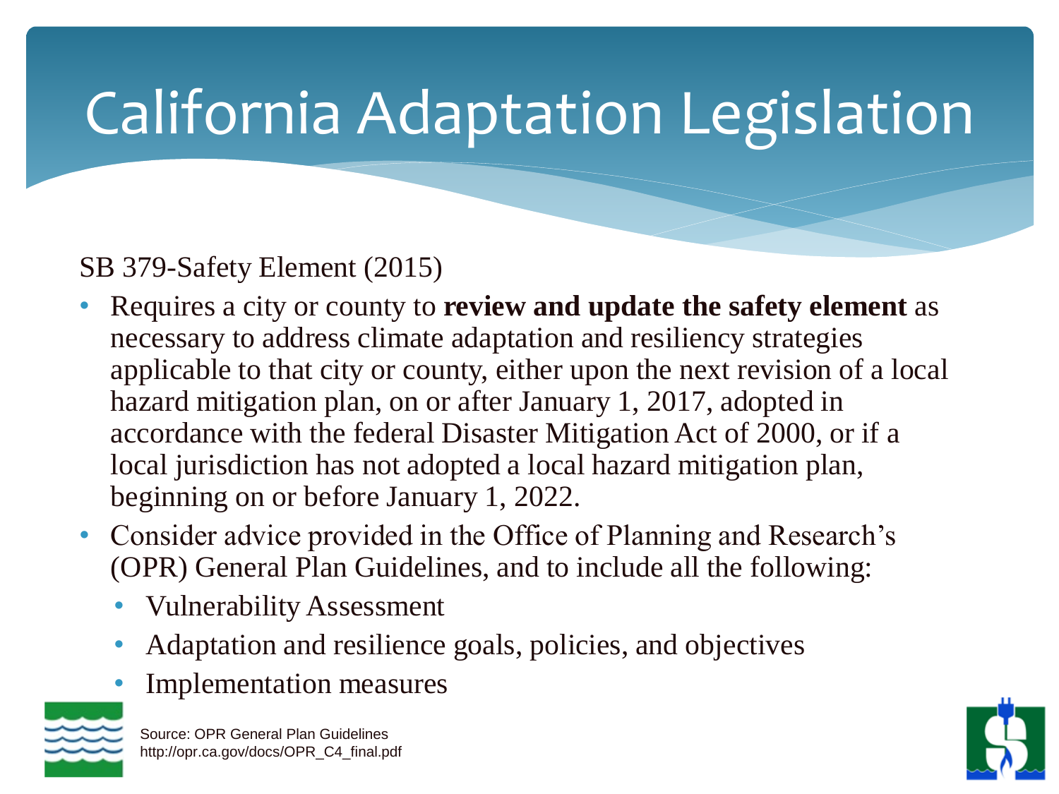# California Adaptation Legislation

SB 379-Safety Element (2015)

- Requires a city or county to **review and update the safety element** as necessary to address climate adaptation and resiliency strategies applicable to that city or county, either upon the next revision of a local hazard mitigation plan, on or after January 1, 2017, adopted in accordance with the federal Disaster Mitigation Act of 2000, or if a local jurisdiction has not adopted a local hazard mitigation plan, beginning on or before January 1, 2022.
- Consider advice provided in the Office of Planning and Research's (OPR) General Plan Guidelines, and to include all the following:
  - Vulnerability Assessment
  - Adaptation and resilience goals, policies, and objectives
  - Implementation measures

Source: OPR General Plan Guidelines
http://opr.ca.gov/docs/OPR_C4_final.pdf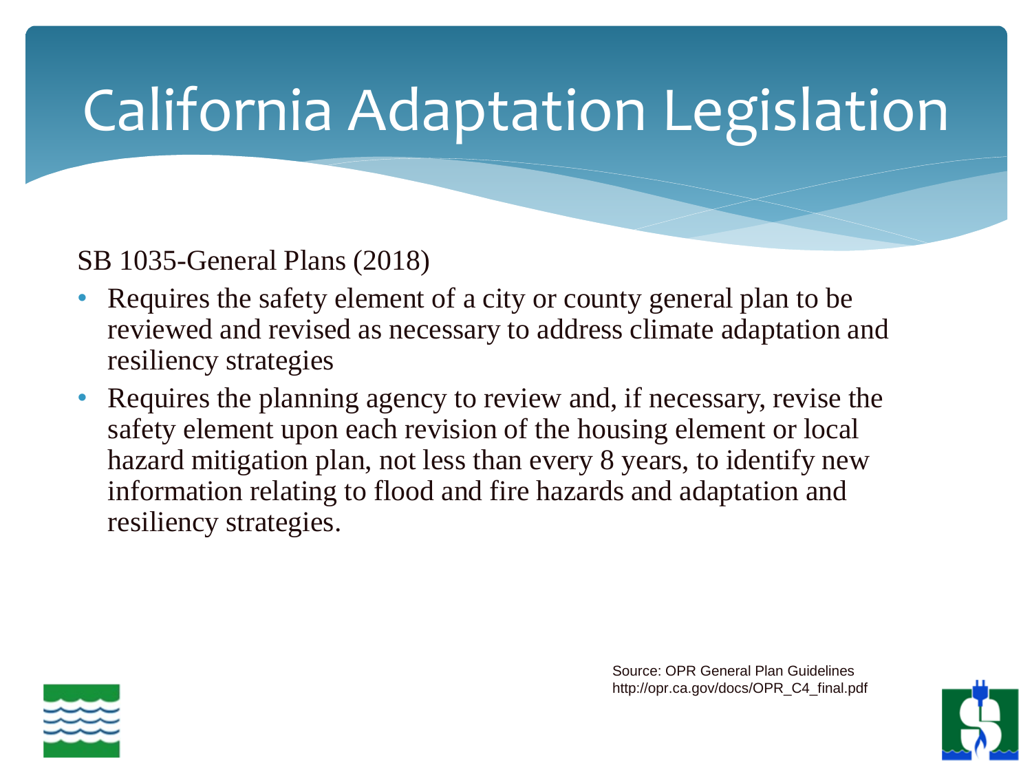# California Adaptation Legislation

SB 1035-General Plans (2018)

- Requires the safety element of a city or county general plan to be reviewed and revised as necessary to address climate adaptation and resiliency strategies
- Requires the planning agency to review and, if necessary, revise the safety element upon each revision of the housing element or local hazard mitigation plan, not less than every 8 years, to identify new information relating to flood and fire hazards and adaptation and resiliency strategies.

Source: OPR General Plan Guidelines
http://opr.ca.gov/docs/OPR_C4_final.pdf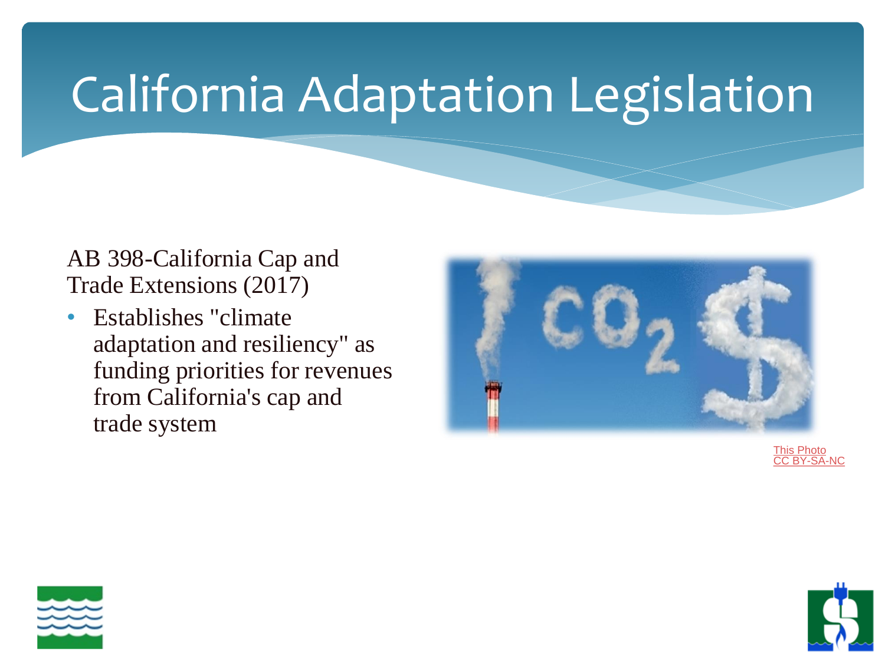# California Adaptation Legislation

AB 398-California Cap and Trade Extensions (2017)

- Establishes "climate adaptation and resiliency" as funding priorities for revenues from California's cap and trade system

This Photo CC BY-SA-NC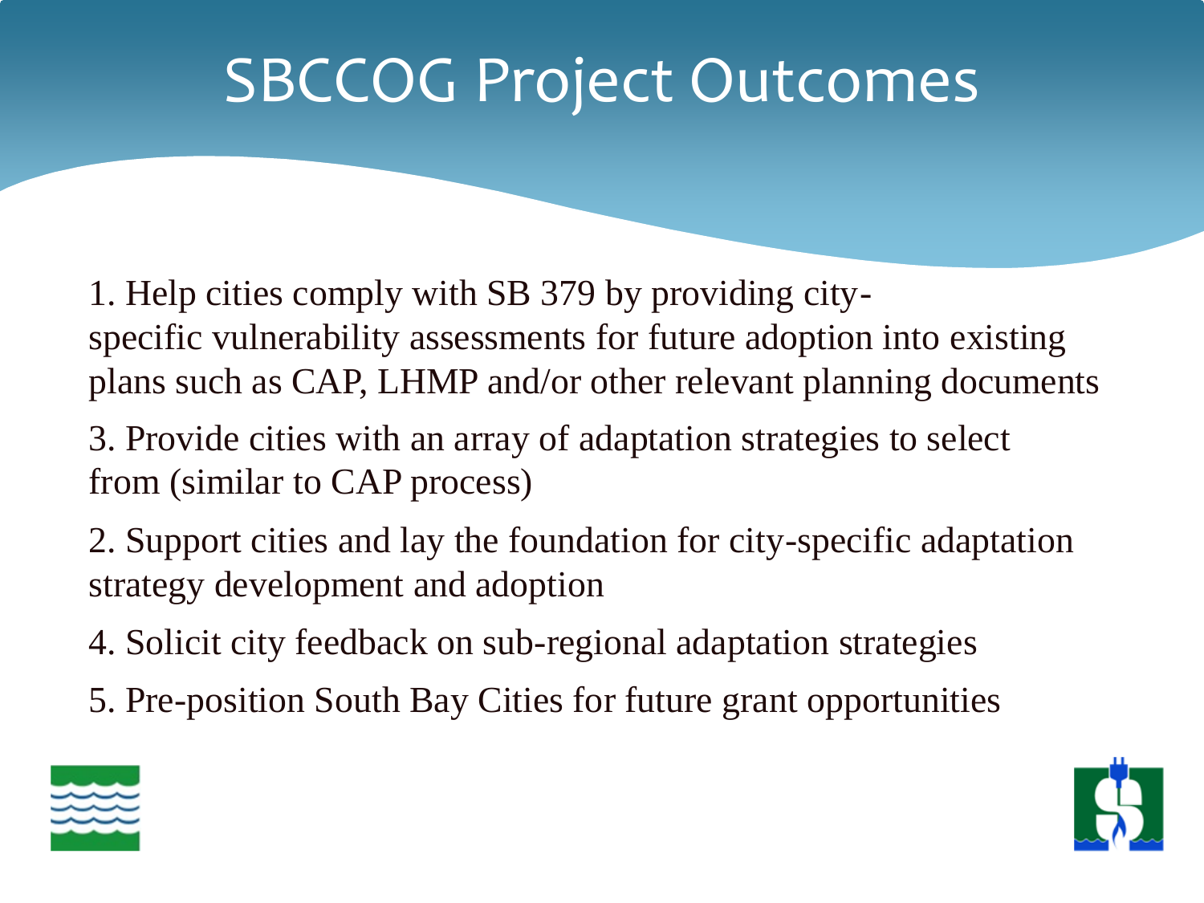# SBCCOG Project Outcomes

1. Help cities comply with SB 379 by providing city-specific vulnerability assessments for future adoption into existing plans such as CAP, LHMP and/or other relevant planning documents

3. Provide cities with an array of adaptation strategies to select from (similar to CAP process)

2. Support cities and lay the foundation for city-specific adaptation strategy development and adoption

4. Solicit city feedback on sub-regional adaptation strategies

5. Pre-position South Bay Cities for future grant opportunities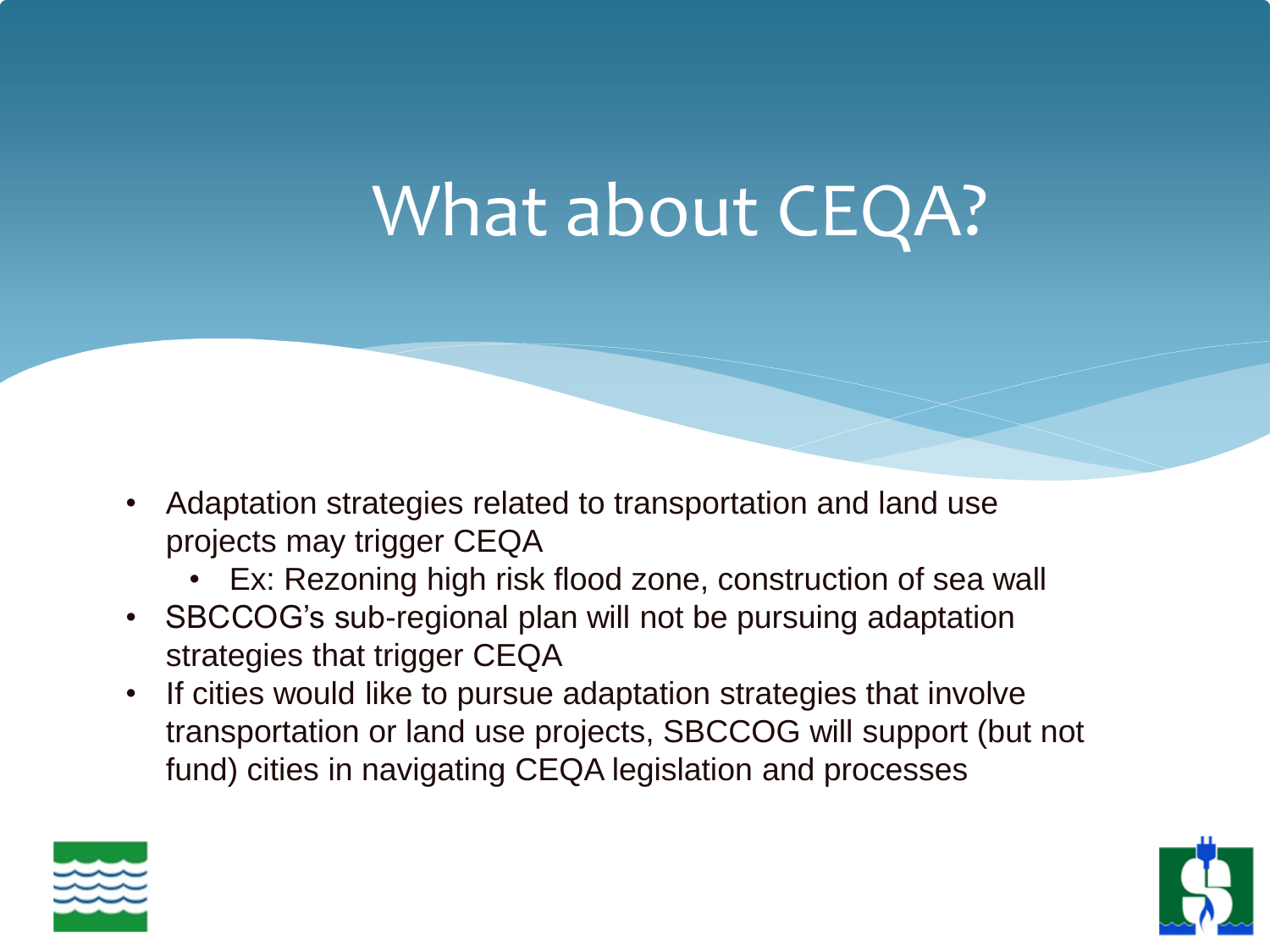# What about CEQA?

- Adaptation strategies related to transportation and land use projects may trigger CEQA
  - Ex: Rezoning high risk flood zone, construction of sea wall
- SBCCOG's sub-regional plan will not be pursuing adaptation strategies that trigger CEQA
- If cities would like to pursue adaptation strategies that involve transportation or land use projects, SBCCOG will support (but not fund) cities in navigating CEQA legislation and processes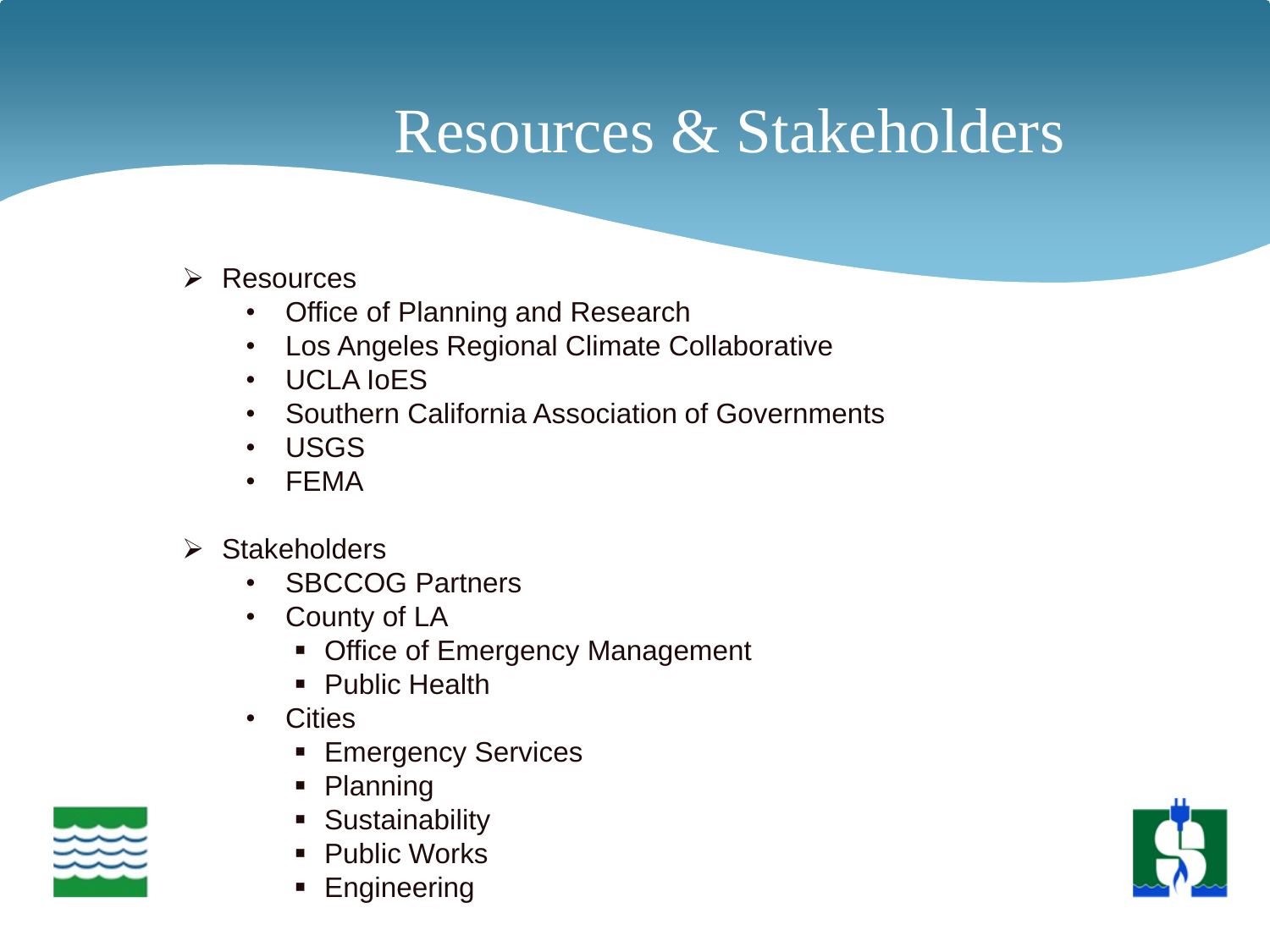# Resources & Stakeholders

- Resources
  - Office of Planning and Research
  - Los Angeles Regional Climate Collaborative
  - UCLA IoES
  - Southern California Association of Governments
  - USGS
  - FEMA

- Stakeholders
  - SBCCOG Partners
  - County of LA
    - Office of Emergency Management
    - Public Health
  - Cities
    - Emergency Services
    - Planning
    - Sustainability
    - Public Works
    - Engineering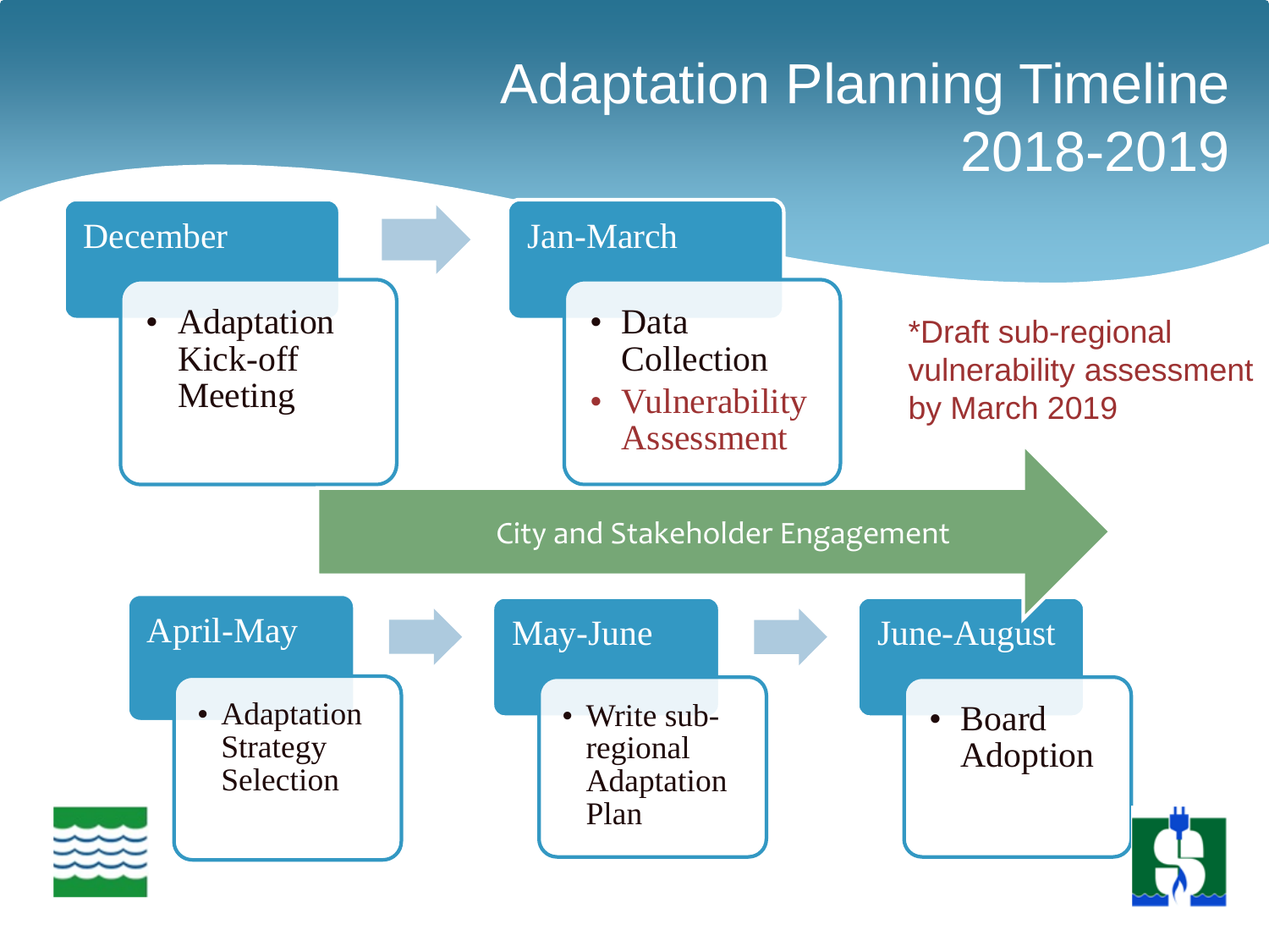# Adaptation Planning Timeline 2018-2019

## December

- Adaptation Kick-off Meeting

## Jan-March

- Data Collection
- Vulnerability Assessment

*Draft sub-regional vulnerability assessment by March 2019

**City and Stakeholder Engagement**

## April-May

- Adaptation Strategy Selection

## May-June

- Write sub-regional Adaptation Plan

## June-August

- Board Adoption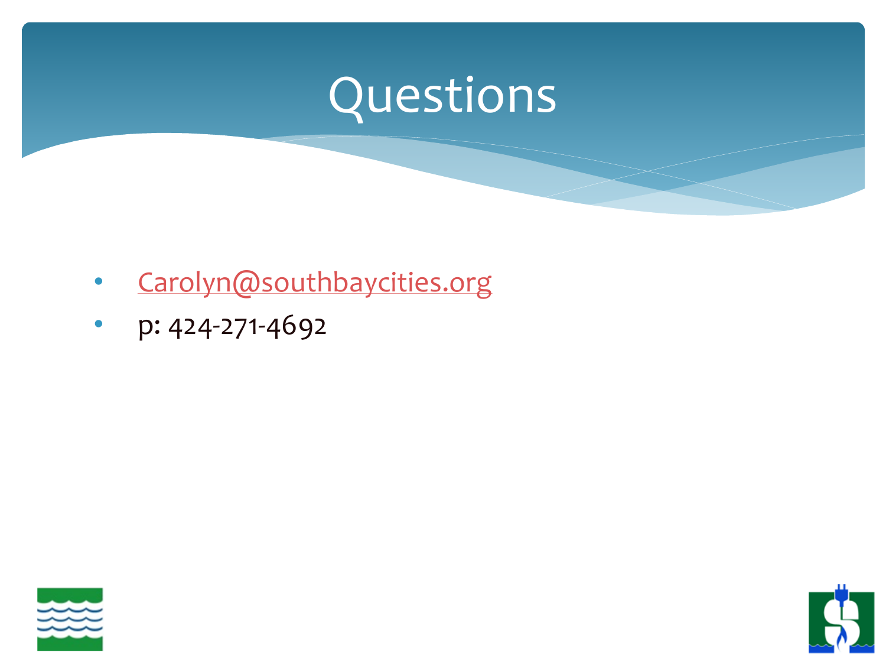# Questions

- Carolyn@southbaycities.org
- p: 424-271-4692